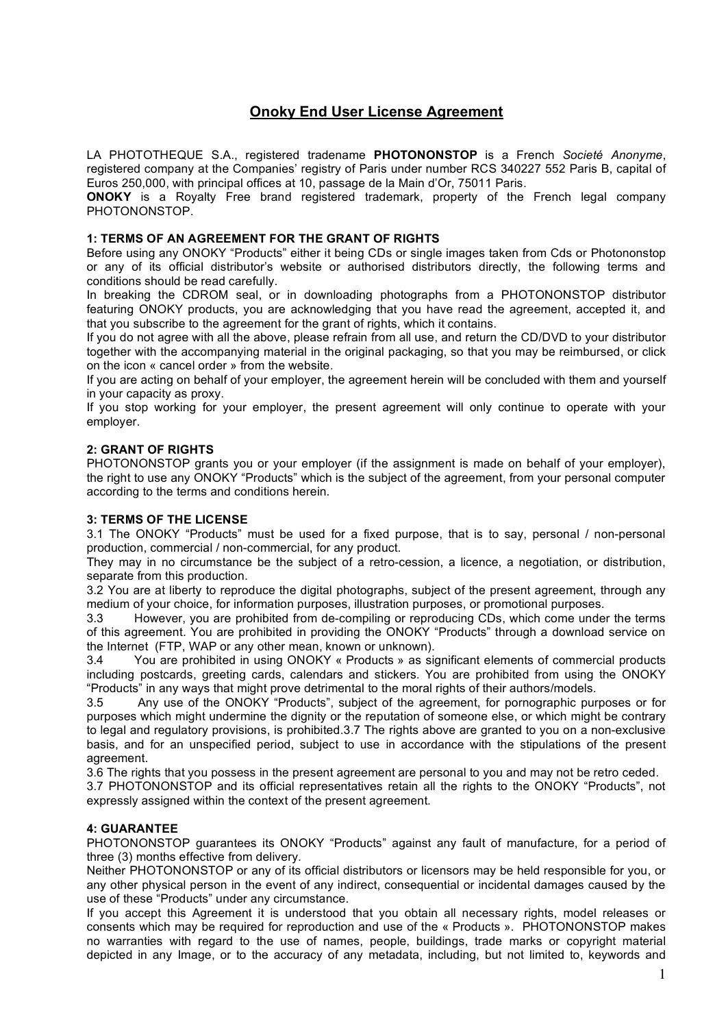# Onoky End User License Agreement

LA PHOTOTHEQUE S.A., registered tradename **PHOTONONSTOP** is a French *Societé Anonyme*, registered company at the Companies' registry of Paris under number RCS 340227 552 Paris B, capital of Euros 250,000, with principal offices at 10, passage de la Main d'Or, 75011 Paris.

**ONOKY** is a Royalty Free brand registered trademark, property of the French legal company PHOTONONSTOP.

### 1: TERMS OF AN AGREEMENT FOR THE GRANT OF RIGHTS

Before using any ONOKY "Products" either it being CDs or single images taken from Cds or Photononstop or any of its official distributor's website or authorised distributors directly, the following terms and conditions should be read carefully.

In breaking the CDROM seal, or in downloading photographs from a PHOTONONSTOP distributor featuring ONOKY products, you are acknowledging that you have read the agreement, accepted it, and that you subscribe to the agreement for the grant of rights, which it contains.

If you do not agree with all the above, please refrain from all use, and return the CD/DVD to your distributor together with the accompanying material in the original packaging, so that you may be reimbursed, or click on the icon « cancel order » from the website.

If you are acting on behalf of your employer, the agreement herein will be concluded with them and yourself in your capacity as proxy.

If you stop working for your employer, the present agreement will only continue to operate with your employer.

### 2: GRANT OF RIGHTS

PHOTONONSTOP grants you or your employer (if the assignment is made on behalf of your employer), the right to use any ONOKY "Products" which is the subject of the agreement, from your personal computer according to the terms and conditions herein.

### 3: TERMS OF THE LICENSE

3.1 The ONOKY "Products" must be used for a fixed purpose, that is to say, personal / non-personal production, commercial / non-commercial, for any product.

They may in no circumstance be the subject of a retro-cession, a licence, a negotiation, or distribution, separate from this production.

3.2 You are at liberty to reproduce the digital photographs, subject of the present agreement, through any medium of your choice, for information purposes, illustration purposes, or promotional purposes.

3.3 However, you are prohibited from de-compiling or reproducing CDs, which come under the terms of this agreement. You are prohibited in providing the ONOKY "Products" through a download service on the Internet (FTP, WAP or any other mean, known or unknown).

3.4 You are prohibited in using ONOKY « Products » as significant elements of commercial products including postcards, greeting cards, calendars and stickers. You are prohibited from using the ONOKY "Products" in any ways that might prove detrimental to the moral rights of their authors/models.

3.5 Any use of the ONOKY "Products", subject of the agreement, for pornographic purposes or for purposes which might undermine the dignity or the reputation of someone else, or which might be contrary to legal and regulatory provisions, is prohibited.3.7 The rights above are granted to you on a non-exclusive basis, and for an unspecified period, subject to use in accordance with the stipulations of the present agreement.

3.6 The rights that you possess in the present agreement are personal to you and may not be retro ceded.

3.7 PHOTONONSTOP and its official representatives retain all the rights to the ONOKY "Products", not expressly assigned within the context of the present agreement.

### 4: GUARANTEE

PHOTONONSTOP guarantees its ONOKY "Products" against any fault of manufacture, for a period of three (3) months effective from delivery.

Neither PHOTONONSTOP or any of its official distributors or licensors may be held responsible for you, or any other physical person in the event of any indirect, consequential or incidental damages caused by the use of these "Products" under any circumstance.

If you accept this Agreement it is understood that you obtain all necessary rights, model releases or consents which may be required for reproduction and use of the « Products ». PHOTONONSTOP makes no warranties with regard to the use of names, people, buildings, trade marks or copyright material depicted in any Image, or to the accuracy of any metadata, including, but not limited to, keywords and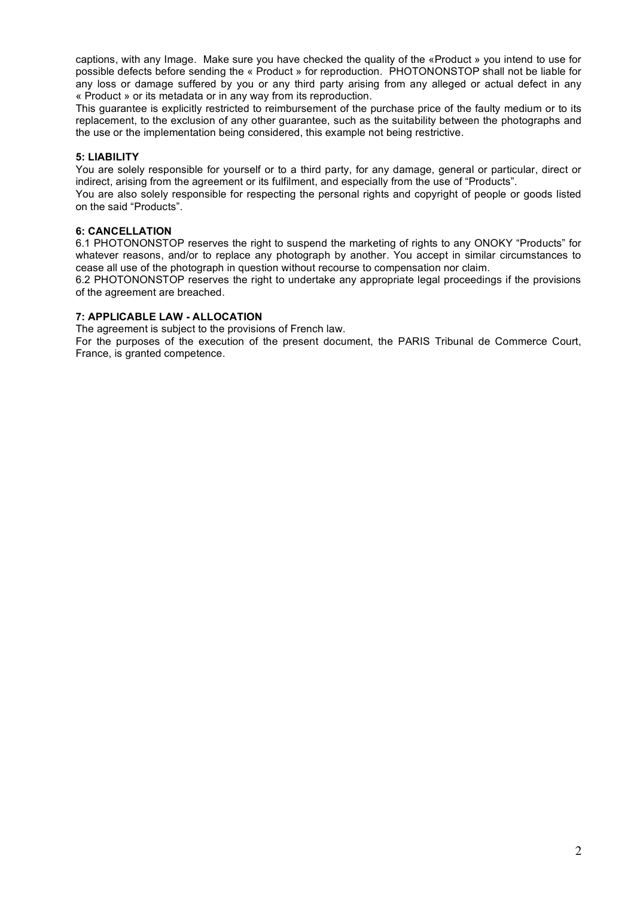captions, with any Image. Make sure you have checked the quality of the «Product » you intend to use for possible defects before sending the « Product » for reproduction. PHOTONONSTOP shall not be liable for any loss or damage suffered by you or any third party arising from any alleged or actual defect in any « Product » or its metadata or in any way from its reproduction.

This guarantee is explicitly restricted to reimbursement of the purchase price of the faulty medium or to its replacement, to the exclusion of any other guarantee, such as the suitability between the photographs and the use or the implementation being considered, this example not being restrictive.

**5: LIABILITY**

You are solely responsible for yourself or to a third party, for any damage, general or particular, direct or indirect, arising from the agreement or its fulfilment, and especially from the use of "Products".

You are also solely responsible for respecting the personal rights and copyright of people or goods listed on the said "Products".

**6: CANCELLATION**

6.1 PHOTONONSTOP reserves the right to suspend the marketing of rights to any ONOKY "Products" for whatever reasons, and/or to replace any photograph by another. You accept in similar circumstances to cease all use of the photograph in question without recourse to compensation nor claim.

6.2 PHOTONONSTOP reserves the right to undertake any appropriate legal proceedings if the provisions of the agreement are breached.

**7: APPLICABLE LAW - ALLOCATION**

The agreement is subject to the provisions of French law.

For the purposes of the execution of the present document, the PARIS Tribunal de Commerce Court, France, is granted competence.